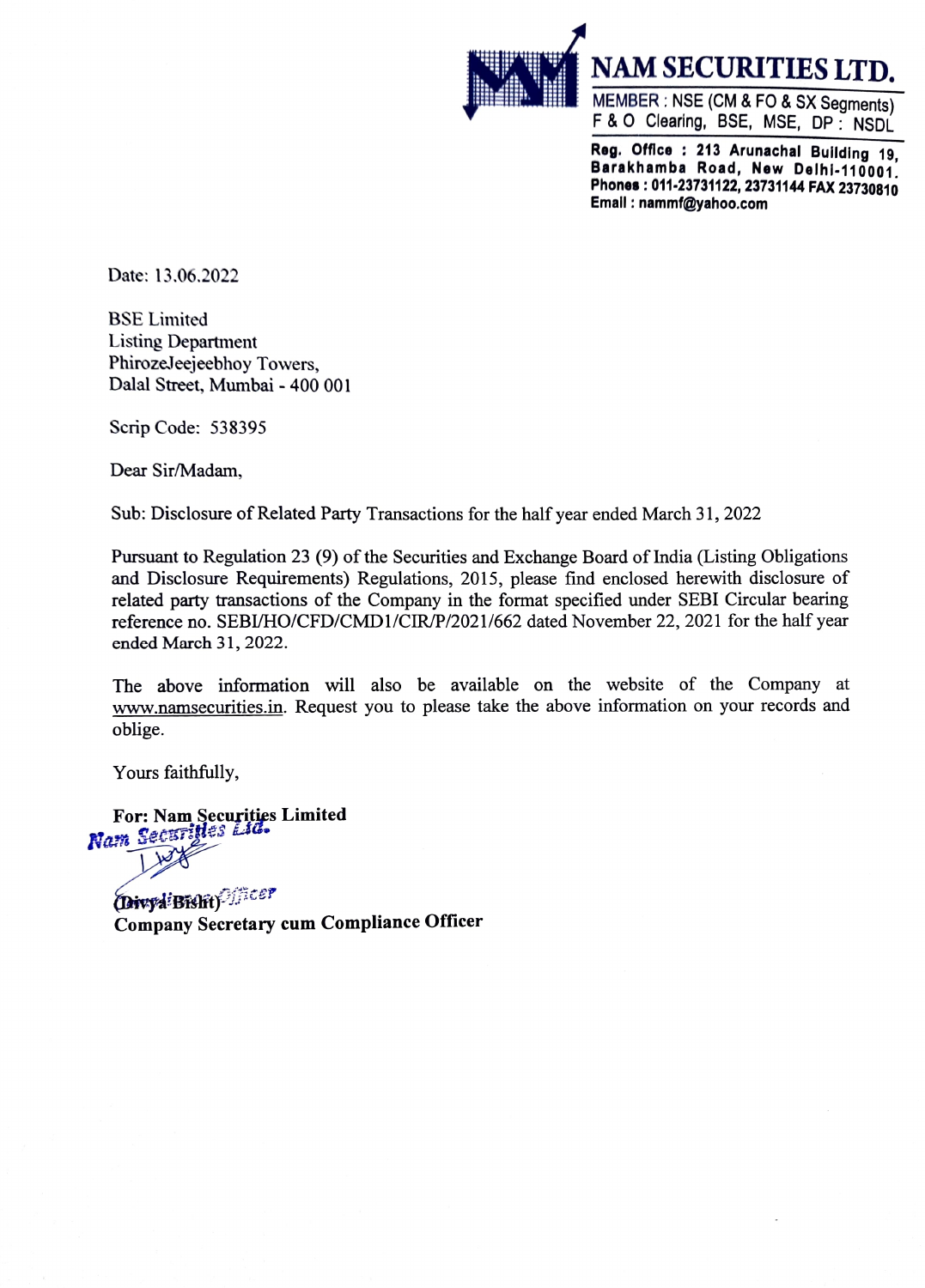**NAM SECURITIES LTD.**

MEMBER : NSE (CM & FO & SX Segments)
F & O Clearing, BSE, MSE, DP : NSDL

**Reg. Office : 213 Arunachal Building 19, Barakhamba Road, New Delhi-110001.**
**Phones : 011-23731122, 23731144 FAX 23730810**
**Email : nammf@yahoo.com**

Date: 13.06.2022

BSE Limited
Listing Department
PhirozeJeejeebhoy Towers,
Dalal Street, Mumbai - 400 001

Scrip Code: 538395

Dear Sir/Madam,

Sub: Disclosure of Related Party Transactions for the half year ended March 31, 2022

Pursuant to Regulation 23 (9) of the Securities and Exchange Board of India (Listing Obligations and Disclosure Requirements) Regulations, 2015, please find enclosed herewith disclosure of related party transactions of the Company in the format specified under SEBI Circular bearing reference no. SEBI/HO/CFD/CMD1/CIR/P/2021/662 dated November 22, 2021 for the half year ended March 31, 2022.

The above information will also be available on the website of the Company at www.namsecurities.in. Request you to please take the above information on your records and oblige.

Yours faithfully,

**For: Nam Securities Limited**

Nam Securities Ltd.

(Divya Bisht)
**Company Secretary cum Compliance Officer**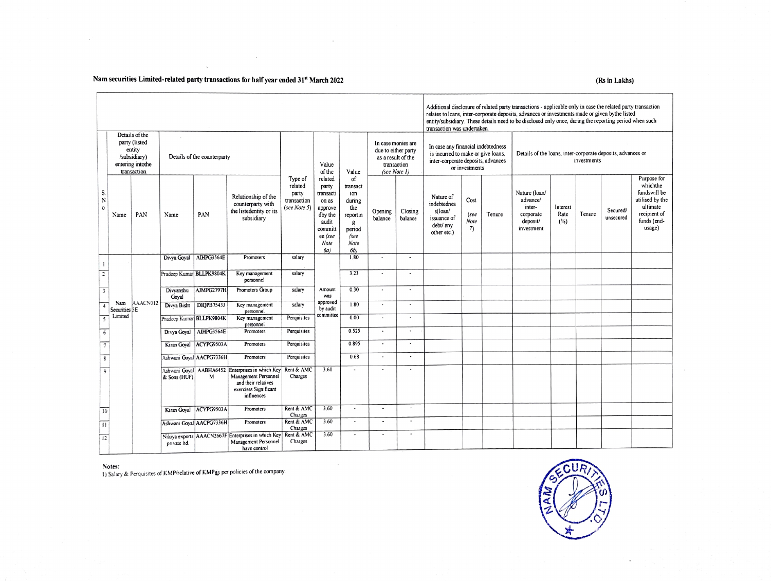**Nam securities Limited-related party transactions for half year ended 31st March 2022** **(Rs in Lakhs)**

| S. No | Details of the party (listed entity /subsidiary) entering intothe transaction | | Details of the counterparty | | | Type of related party transaction (see Note 5) | Value of the related party transaction as approved by the audit committee (see Note 6a) | Value of transaction during the reporting period (see Note 6b) | In case monies are due to either party as a result of the transaction (see Note 1) | | Additional disclosure of related party transactions - applicable only in case the related party transaction relates to loans, inter-corporate deposits, advances or investments made or given bythe listed entity/subsidiary. These details need to be disclosed only once, during the reporting period when such transaction was undertaken. In case any financial indebtedness is incurred to make or give loans, inter-corporate deposits, advances or investments | | | Details of the loans, inter-corporate deposits, advances or investments | | | | |
|---|---|---|---|---|---|---|---|---|---|---|---|---|---|---|---|---|---|---|
| | Name | PAN | Name | PAN | Relationship of the counterparty with the listedentity or its subsidiary | | | | Opening balance | Closing balance | Nature of indebtedness (loan/ issuance of debt/ any other etc.) | Cost (see Note 7) | Tenure | Nature (loan/ advance/ inter-corporate deposit/ investment | Interest Rate (%) | Tenure | Secured/ unsecured | Purpose for whichthe fundswill be utilised by the ultimate recipient of funds (end-usage) |
| 1 | Nam Securities Limited | AAACN0123E | Divya Goyal | AIHPG3564E | Promoters | salary | Amount was approved by audit committee | 1.80 | - | - | | | | | | | | |
| 2 | | | Pradeep Kumar | BLLPK9804K | Key management personnel | salary | | 3.23 | - | - | | | | | | | | |
| 3 | | | Divyanshu Goyal | AJMPG2797H | Promoters Group | salary | | 0.30 | - | - | | | | | | | | |
| 4 | | | Divya Bisht | DIQPB7543J | Key management personnel | salary | | 1.80 | - | - | | | | | | | | |
| 5 | | | Pradeep Kumar | BLLPK9804K | Key management personnel | Perquisites | | 0.00 | - | - | | | | | | | | |
| 6 | | | Divya Goyal | AIHPG3564E | Promoters | Perquisites | | 0.525 | - | - | | | | | | | | |
| 7 | | | Kiran Goyal | ACYPG9503A | Promoters | Perquisites | | 0.895 | - | - | | | | | | | | |
| 8 | | | Ashwani Goyal | AACPG7336H | Promoters | Perquisites | | 0.68 | - | - | | | | | | | | |
| 9 | | | Ashwani Goyal & Sons (HUF) | AABHA6452M | Enterprises in which Key Management Personnel and their relatives exercises Significant influences | Rent & AMC Charges | 3.60 | - | - | - | | | | | | | | |
| 10 | | | Kiran Goyal | ACYPG9503A | Promoters | Rent & AMC Charges | 3.60 | - | - | - | | | | | | | | |
| 11 | | | Ashwani Goyal | AACPG7336H | Promoters | Rent & AMC Charges | 3.60 | - | - | - | | | | | | | | |
| 12 | | | Nikaya exports private ltd. | AAACN2667F | Enterprises in which Key Management Personnel have control | Rent & AMC Charges | 3.60 | - | - | - | | | | | | | | |

**Notes:**

1) Salary & Perquisites of KMP/relative of KMP as per policies of the company